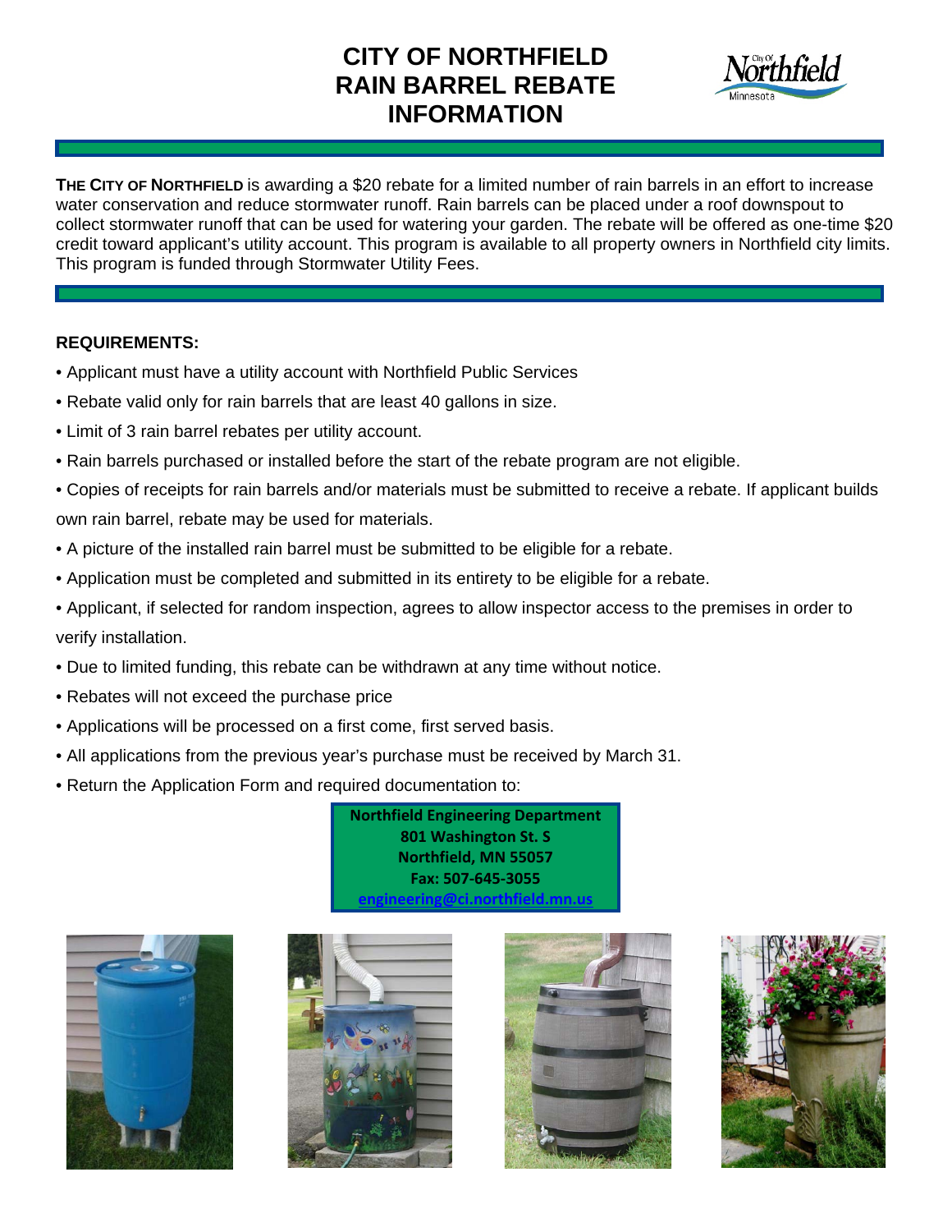# CITY OF NORTHFIELD RAIN BARREL REBATE INFORMATION

**THE CITY OF NORTHFIELD** is awarding a $20 rebate for a limited number of rain barrels in an effort to increase water conservation and reduce stormwater runoff. Rain barrels can be placed under a roof downspout to collect stormwater runoff that can be used for watering your garden. The rebate will be offered as one-time $20 credit toward applicant's utility account. This program is available to all property owners in Northfield city limits. This program is funded through Stormwater Utility Fees.

**REQUIREMENTS:**

- Applicant must have a utility account with Northfield Public Services
- Rebate valid only for rain barrels that are least 40 gallons in size.
- Limit of 3 rain barrel rebates per utility account.
- Rain barrels purchased or installed before the start of the rebate program are not eligible.
- Copies of receipts for rain barrels and/or materials must be submitted to receive a rebate. If applicant builds own rain barrel, rebate may be used for materials.
- A picture of the installed rain barrel must be submitted to be eligible for a rebate.
- Application must be completed and submitted in its entirety to be eligible for a rebate.
- Applicant, if selected for random inspection, agrees to allow inspector access to the premises in order to verify installation.
- Due to limited funding, this rebate can be withdrawn at any time without notice.
- Rebates will not exceed the purchase price
- Applications will be processed on a first come, first served basis.
- All applications from the previous year's purchase must be received by March 31.
- Return the Application Form and required documentation to:

**Northfield Engineering Department**
**801 Washington St. S**
**Northfield, MN 55057**
**Fax: 507-645-3055**
**engineering@ci.northfield.mn.us**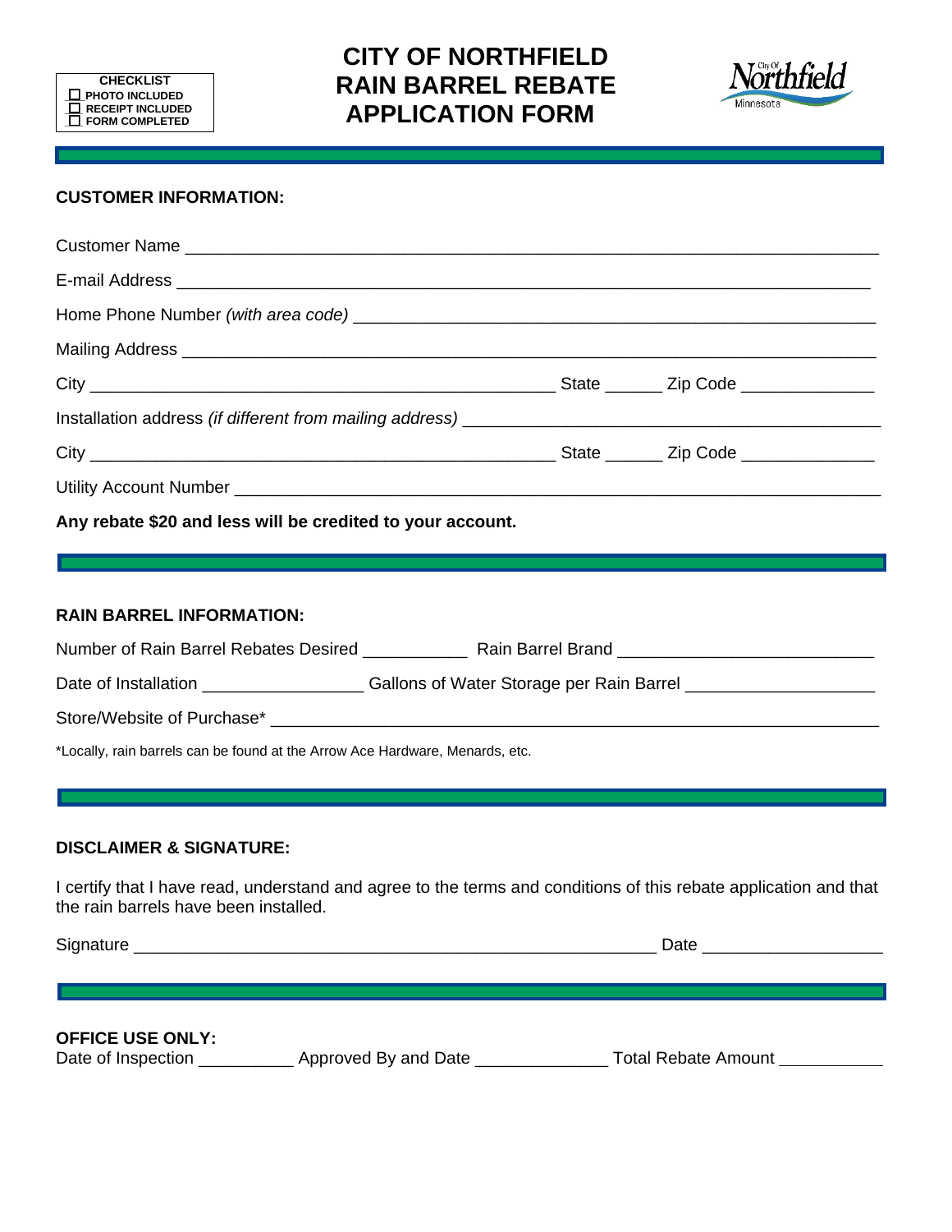CHECKLIST
- ☐ PHOTO INCLUDED
- ☐ RECEIPT INCLUDED
- ☐ FORM COMPLETED

# CITY OF NORTHFIELD RAIN BARREL REBATE APPLICATION FORM

City Of Northfield Minnesota

## CUSTOMER INFORMATION:

Customer Name ______________________________________________________________

E-mail Address ______________________________________________________________

Home Phone Number *(with area code)* ___________________________________________

Mailing Address _____________________________________________________________

City ___________________________________________ State ______ Zip Code _____________

Installation address *(if different from mailing address)* ______________________________

City ___________________________________________ State ______ Zip Code _____________

Utility Account Number ________________________________________________________

**Any rebate $20 and less will be credited to your account.**

## RAIN BARREL INFORMATION:

Number of Rain Barrel Rebates Desired __________ Rain Barrel Brand ________________________

Date of Installation ________________ Gallons of Water Storage per Rain Barrel __________________

Store/Website of Purchase* ___________________________________________________________

*Locally, rain barrels can be found at the Arrow Ace Hardware, Menards, etc.

## DISCLAIMER & SIGNATURE:

I certify that I have read, understand and agree to the terms and conditions of this rebate application and that the rain barrels have been installed.

Signature ______________________________________________________ Date __________________

## OFFICE USE ONLY:

Date of Inspection _________ Approved By and Date _____________ Total Rebate Amount __________